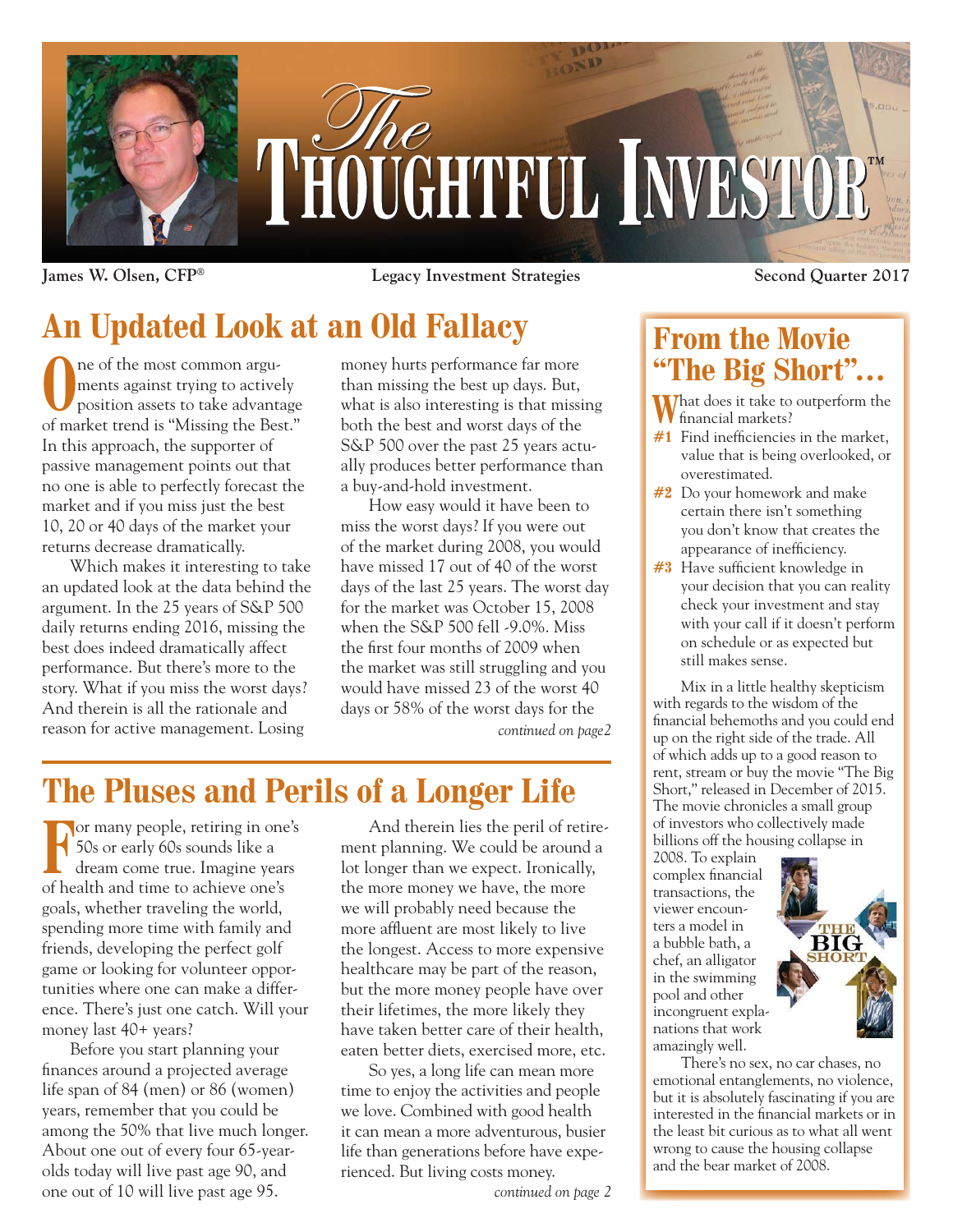# The Thoughtful Investor™

**James W. Olsen, CFP®** | **Legacy Investment Strategies** | **Second Quarter 2017**

## An Updated Look at an Old Fallacy

One of the most common arguments against trying to actively position assets to take advantage of market trend is "Missing the Best." In this approach, the supporter of passive management points out that no one is able to perfectly forecast the market and if you miss just the best 10, 20 or 40 days of the market your returns decrease dramatically.

Which makes it interesting to take an updated look at the data behind the argument. In the 25 years of S&P 500 daily returns ending 2016, missing the best does indeed dramatically affect performance. But there's more to the story. What if you miss the worst days? And therein is all the rationale and reason for active management. Losing money hurts performance far more than missing the best up days. But, what is also interesting is that missing both the best and worst days of the S&P 500 over the past 25 years actually produces better performance than a buy-and-hold investment.

How easy would it have been to miss the worst days? If you were out of the market during 2008, you would have missed 17 out of 40 of the worst days of the last 25 years. The worst day for the market was October 15, 2008 when the S&P 500 fell -9.0%. Miss the first four months of 2009 when the market was still struggling and you would have missed 23 of the worst 40 days or 58% of the worst days for the

*continued on page2*

## The Pluses and Perils of a Longer Life

For many people, retiring in one's 50s or early 60s sounds like a dream come true. Imagine years of health and time to achieve one's goals, whether traveling the world, spending more time with family and friends, developing the perfect golf game or looking for volunteer opportunities where one can make a difference. There's just one catch. Will your money last 40+ years?

Before you start planning your finances around a projected average life span of 84 (men) or 86 (women) years, remember that you could be among the 50% that live much longer. About one out of every four 65-year-olds today will live past age 90, and one out of 10 will live past age 95.

And therein lies the peril of retirement planning. We could be around a lot longer than we expect. Ironically, the more money we have, the more we will probably need because the more affluent are most likely to live the longest. Access to more expensive healthcare may be part of the reason, but the more money people have over their lifetimes, the more likely they have taken better care of their health, eaten better diets, exercised more, etc.

So yes, a long life can mean more time to enjoy the activities and people we love. Combined with good health it can mean a more adventurous, busier life than generations before have experienced. But living costs money.

*continued on page 2*

## From the Movie "The Big Short"…

What does it take to outperform the financial markets?

**#1** Find inefficiencies in the market, value that is being overlooked, or overestimated.

**#2** Do your homework and make certain there isn't something you don't know that creates the appearance of inefficiency.

**#3** Have sufficient knowledge in your decision that you can reality check your investment and stay with your call if it doesn't perform on schedule or as expected but still makes sense.

Mix in a little healthy skepticism with regards to the wisdom of the financial behemoths and you could end up on the right side of the trade. All of which adds up to a good reason to rent, stream or buy the movie "The Big Short," released in December of 2015. The movie chronicles a small group of investors who collectively made billions off the housing collapse in 2008. To explain complex financial transactions, the viewer encounters a model in a bubble bath, a chef, an alligator in the swimming pool and other incongruent explanations that work amazingly well.

There's no sex, no car chases, no emotional entanglements, no violence, but it is absolutely fascinating if you are interested in the financial markets or in the least bit curious as to what all went wrong to cause the housing collapse and the bear market of 2008.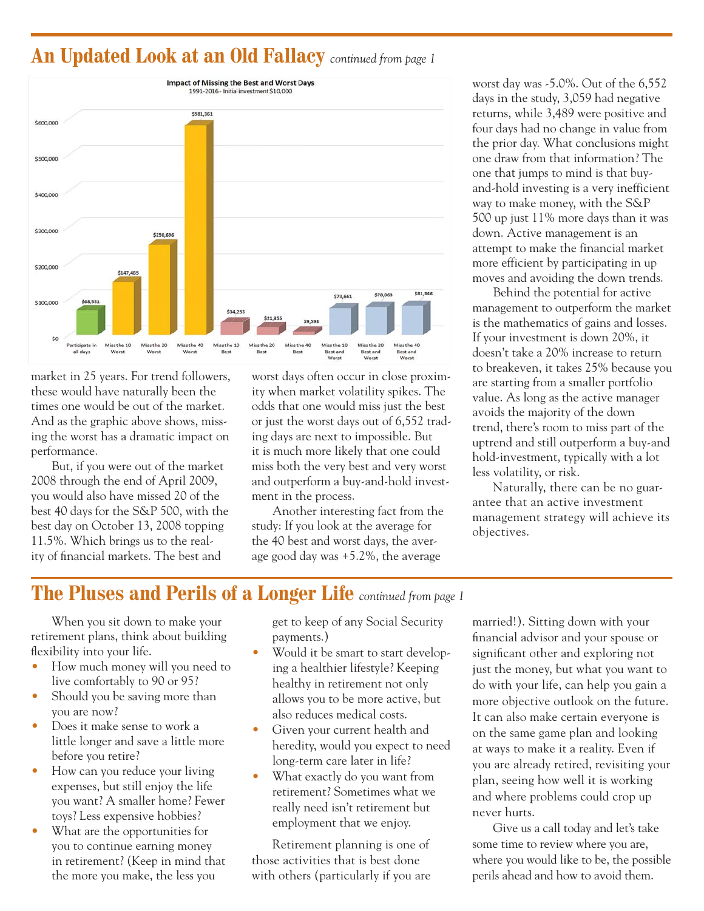## An Updated Look at an Old Fallacy *continued from page 1*

**Impact of Missing the Best and Worst Days**
1991-2016 - Initial investment $10,000

| Scenario | Value |
|---|---|
| Participate in all days | $68,581 |
| Miss the 10 Worst | $147,485 |
| Miss the 20 Worst | $250,696 |
| Miss the 40 Worst | $581,361 |
| Miss the 10 Best | $34,253 |
| Miss the 20 Best | $21,355 |
| Miss the 40 Best | $9,398 |
| Miss the 10 Best and Worst | $73,661 |
| Miss the 20 Best and Worst | $78,063 |
| Miss the 40 Best and Worst | $81,356 |

market in 25 years. For trend followers, these would have naturally been the times one would be out of the market. And as the graphic above shows, missing the worst has a dramatic impact on performance.

But, if you were out of the market 2008 through the end of April 2009, you would also have missed 20 of the best 40 days for the S&P 500, with the best day on October 13, 2008 topping 11.5%. Which brings us to the reality of financial markets. The best and worst days often occur in close proximity when market volatility spikes. The odds that one would miss just the best or just the worst days out of 6,552 trading days are next to impossible. But it is much more likely that one could miss both the very best and very worst and outperform a buy-and-hold investment in the process.

Another interesting fact from the study: If you look at the average for the 40 best and worst days, the average good day was +5.2%, the average worst day was -5.0%. Out of the 6,552 days in the study, 3,059 had negative returns, while 3,489 were positive and four days had no change in value from the prior day. What conclusions might one draw from that information? The one that jumps to mind is that buy-and-hold investing is a very inefficient way to make money, with the S&P 500 up just 11% more days than it was down. Active management is an attempt to make the financial market more efficient by participating in up moves and avoiding the down trends.

Behind the potential for active management to outperform the market is the mathematics of gains and losses. If your investment is down 20%, it doesn't take a 20% increase to return to breakeven, it takes 25% because you are starting from a smaller portfolio value. As long as the active manager avoids the majority of the down trend, there's room to miss part of the uptrend and still outperform a buy-and hold-investment, typically with a lot less volatility, or risk.

Naturally, there can be no guarantee that an active investment management strategy will achieve its objectives.

## The Pluses and Perils of a Longer Life *continued from page 1*

When you sit down to make your retirement plans, think about building flexibility into your life.

- How much money will you need to live comfortably to 90 or 95?
- Should you be saving more than you are now?
- Does it make sense to work a little longer and save a little more before you retire?
- How can you reduce your living expenses, but still enjoy the life you want? A smaller home? Fewer toys? Less expensive hobbies?
- What are the opportunities for you to continue earning money in retirement? (Keep in mind that the more you make, the less you get to keep of any Social Security payments.)
- Would it be smart to start developing a healthier lifestyle? Keeping healthy in retirement not only allows you to be more active, but also reduces medical costs.
- Given your current health and heredity, would you expect to need long-term care later in life?
- What exactly do you want from retirement? Sometimes what we really need isn't retirement but employment that we enjoy.

Retirement planning is one of those activities that is best done with others (particularly if you are married!). Sitting down with your financial advisor and your spouse or significant other and exploring not just the money, but what you want to do with your life, can help you gain a more objective outlook on the future. It can also make certain everyone is on the same game plan and looking at ways to make it a reality. Even if you are already retired, revisiting your plan, seeing how well it is working and where problems could crop up never hurts.

Give us a call today and let's take some time to review where you are, where you would like to be, the possible perils ahead and how to avoid them.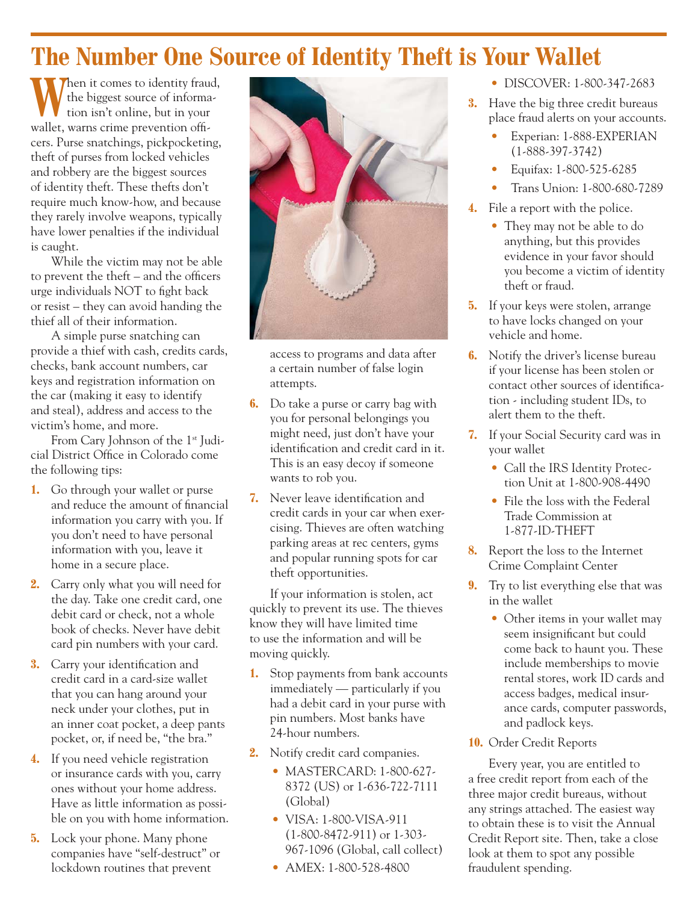# The Number One Source of Identity Theft is Your Wallet

When it comes to identity fraud, the biggest source of information isn't online, but in your wallet, warns crime prevention officers. Purse snatchings, pickpocketing, theft of purses from locked vehicles and robbery are the biggest sources of identity theft. These thefts don't require much know-how, and because they rarely involve weapons, typically have lower penalties if the individual is caught.

While the victim may not be able to prevent the theft – and the officers urge individuals NOT to fight back or resist – they can avoid handing the thief all of their information.

A simple purse snatching can provide a thief with cash, credits cards, checks, bank account numbers, car keys and registration information on the car (making it easy to identify and steal), address and access to the victim's home, and more.

From Cary Johnson of the 1st Judicial District Office in Colorado come the following tips:

1. Go through your wallet or purse and reduce the amount of financial information you carry with you. If you don't need to have personal information with you, leave it home in a secure place.
2. Carry only what you will need for the day. Take one credit card, one debit card or check, not a whole book of checks. Never have debit card pin numbers with your card.
3. Carry your identification and credit card in a card-size wallet that you can hang around your neck under your clothes, put in an inner coat pocket, a deep pants pocket, or, if need be, "the bra."
4. If you need vehicle registration or insurance cards with you, carry ones without your home address. Have as little information as possible on you with home information.
5. Lock your phone. Many phone companies have "self-destruct" or lockdown routines that prevent access to programs and data after a certain number of false login attempts.
6. Do take a purse or carry bag with you for personal belongings you might need, just don't have your identification and credit card in it. This is an easy decoy if someone wants to rob you.
7. Never leave identification and credit cards in your car when exercising. Thieves are often watching parking areas at rec centers, gyms and popular running spots for car theft opportunities.

If your information is stolen, act quickly to prevent its use. The thieves know they will have limited time to use the information and will be moving quickly.

1. Stop payments from bank accounts immediately — particularly if you had a debit card in your purse with pin numbers. Most banks have 24-hour numbers.
2. Notify credit card companies.
   - MASTERCARD: 1-800-627-8372 (US) or 1-636-722-7111 (Global)
   - VISA: 1-800-VISA-911 (1-800-8472-911) or 1-303-967-1096 (Global, call collect)
   - AMEX: 1-800-528-4800
   - DISCOVER: 1-800-347-2683
3. Have the big three credit bureaus place fraud alerts on your accounts.
   - Experian: 1-888-EXPERIAN (1-888-397-3742)
   - Equifax: 1-800-525-6285
   - Trans Union: 1-800-680-7289
4. File a report with the police.
   - They may not be able to do anything, but this provides evidence in your favor should you become a victim of identity theft or fraud.
5. If your keys were stolen, arrange to have locks changed on your vehicle and home.
6. Notify the driver's license bureau if your license has been stolen or contact other sources of identification - including student IDs, to alert them to the theft.
7. If your Social Security card was in your wallet
   - Call the IRS Identity Protection Unit at 1-800-908-4490
   - File the loss with the Federal Trade Commission at 1-877-ID-THEFT
8. Report the loss to the Internet Crime Complaint Center
9. Try to list everything else that was in the wallet
   - Other items in your wallet may seem insignificant but could come back to haunt you. These include memberships to movie rental stores, work ID cards and access badges, medical insurance cards, computer passwords, and padlock keys.
10. Order Credit Reports

Every year, you are entitled to a free credit report from each of the three major credit bureaus, without any strings attached. The easiest way to obtain these is to visit the Annual Credit Report site. Then, take a close look at them to spot any possible fraudulent spending.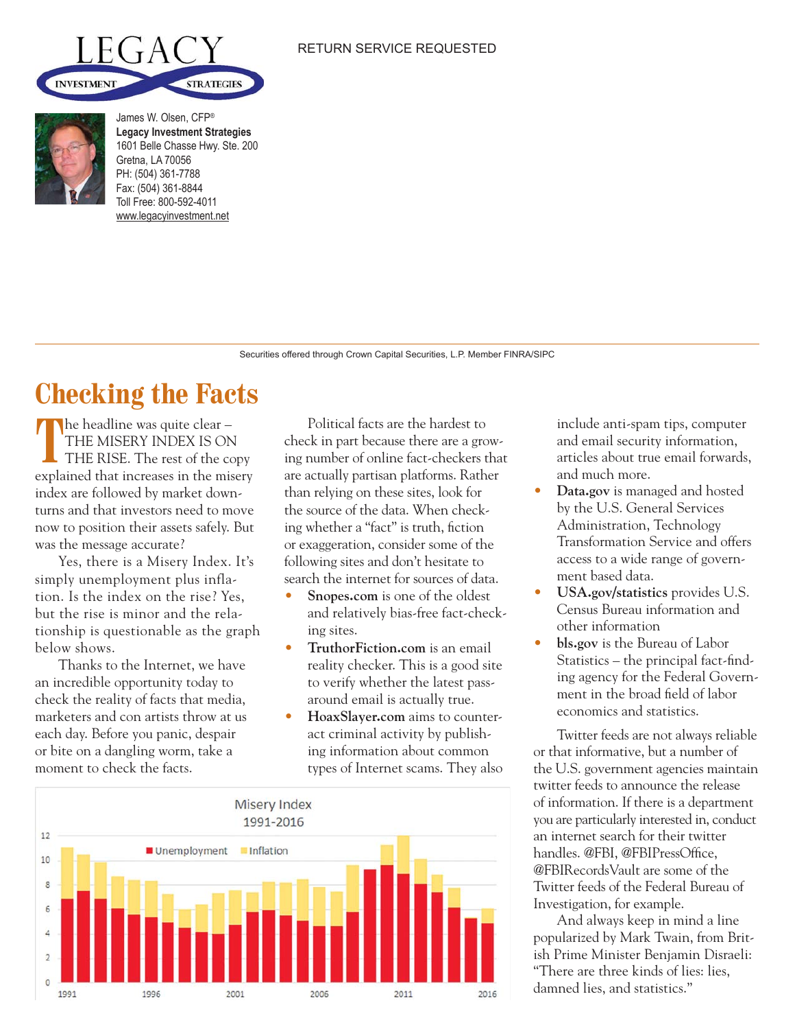# LEGACY

INVESTMENT STRATEGIES

RETURN SERVICE REQUESTED

James W. Olsen, CFP®
**Legacy Investment Strategies**
1601 Belle Chasse Hwy. Ste. 200
Gretna, LA 70056
PH: (504) 361-7788
Fax: (504) 361-8844
Toll Free: 800-592-4011
www.legacyinvestment.net

Securities offered through Crown Capital Securities, L.P. Member FINRA/SIPC

## Checking the Facts

The headline was quite clear – THE MISERY INDEX IS ON THE RISE. The rest of the copy explained that increases in the misery index are followed by market downturns and that investors need to move now to position their assets safely. But was the message accurate?

Yes, there is a Misery Index. It's simply unemployment plus inflation. Is the index on the rise? Yes, but the rise is minor and the relationship is questionable as the graph below shows.

Thanks to the Internet, we have an incredible opportunity today to check the reality of facts that media, marketers and con artists throw at us each day. Before you panic, despair or bite on a dangling worm, take a moment to check the facts.

Misery Index
1991-2016

Unemployment
Inflation

0
2
4
6
8
10
12

1991
1996
2001
2006
2011
2016

Political facts are the hardest to check in part because there are a growing number of online fact-checkers that are actually partisan platforms. Rather than relying on these sites, look for the source of the data. When checking whether a "fact" is truth, fiction or exaggeration, consider some of the following sites and don't hesitate to search the internet for sources of data.

- **Snopes.com** is one of the oldest and relatively bias-free fact-checking sites.
- **TruthorFiction.com** is an email reality checker. This is a good site to verify whether the latest pass-around email is actually true.
- **HoaxSlayer.com** aims to counteract criminal activity by publishing information about common types of Internet scams. They also include anti-spam tips, computer and email security information, articles about true email forwards, and much more.
- **Data.gov** is managed and hosted by the U.S. General Services Administration, Technology Transformation Service and offers access to a wide range of government based data.
- **USA.gov/statistics** provides U.S. Census Bureau information and other information
- **bls.gov** is the Bureau of Labor Statistics – the principal fact-finding agency for the Federal Government in the broad field of labor economics and statistics.

Twitter feeds are not always reliable or that informative, but a number of the U.S. government agencies maintain twitter feeds to announce the release of information. If there is a department you are particularly interested in, conduct an internet search for their twitter handles. @FBI, @FBIPressOffice, @FBIRecordsVault are some of the Twitter feeds of the Federal Bureau of Investigation, for example.

And always keep in mind a line popularized by Mark Twain, from British Prime Minister Benjamin Disraeli: "There are three kinds of lies: lies, damned lies, and statistics."